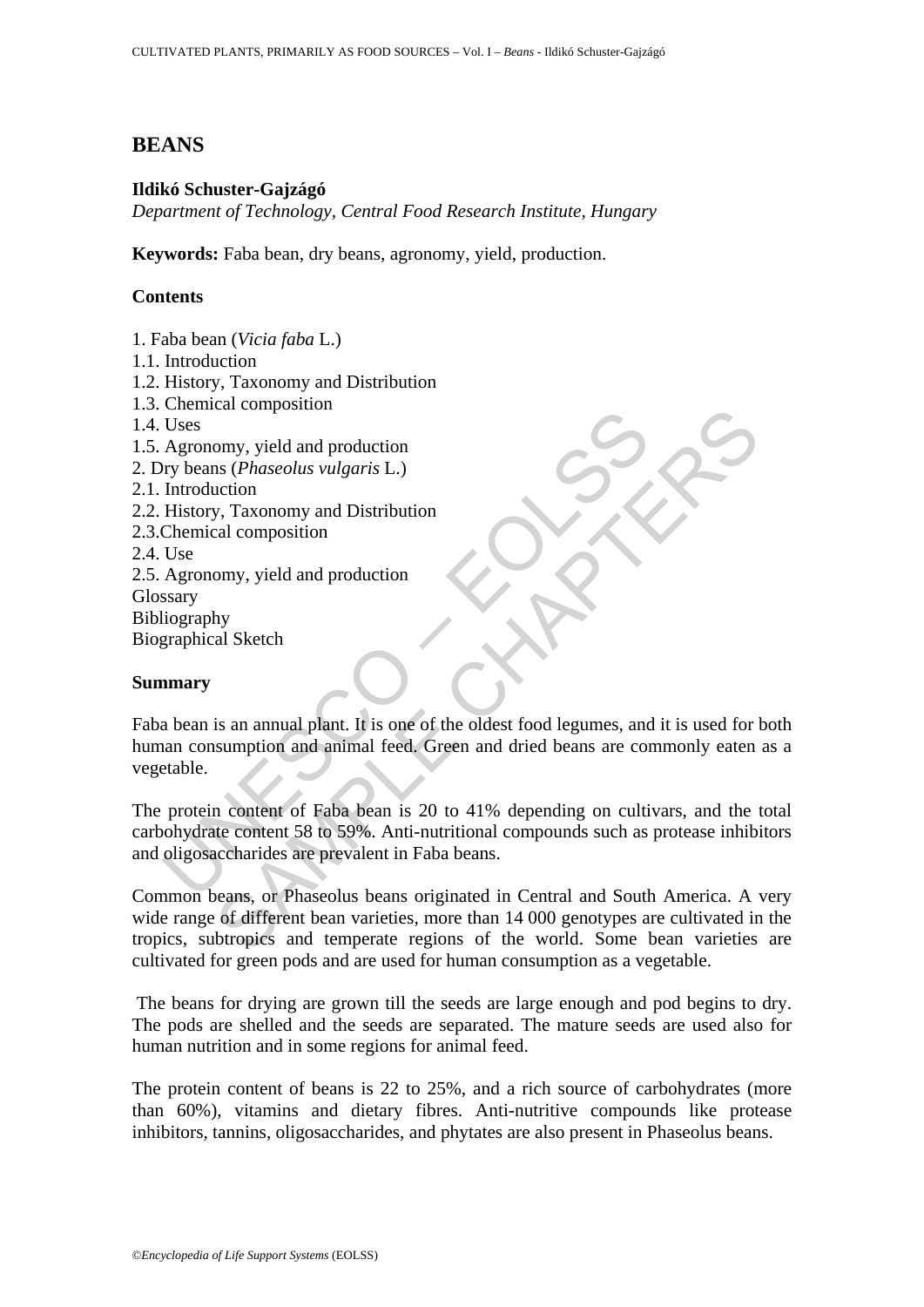# BEANS

**Ildikó Schuster-Gajzágó**

*Department of Technology, Central Food Research Institute, Hungary*

**Keywords:** Faba bean, dry beans, agronomy, yield, production.

## Contents

1. Faba bean (*Vicia faba* L.)
1.1. Introduction
1.2. History, Taxonomy and Distribution
1.3. Chemical composition
1.4. Uses
1.5. Agronomy, yield and production
2. Dry beans (*Phaseolus vulgaris* L.)
2.1. Introduction
2.2. History, Taxonomy and Distribution
2.3.Chemical composition
2.4. Use
2.5. Agronomy, yield and production
Glossary
Bibliography
Biographical Sketch

## Summary

Faba bean is an annual plant. It is one of the oldest food legumes, and it is used for both human consumption and animal feed. Green and dried beans are commonly eaten as a vegetable.

The protein content of Faba bean is 20 to 41% depending on cultivars, and the total carbohydrate content 58 to 59%. Anti-nutritional compounds such as protease inhibitors and oligosaccharides are prevalent in Faba beans.

Common beans, or Phaseolus beans originated in Central and South America. A very wide range of different bean varieties, more than 14 000 genotypes are cultivated in the tropics, subtropics and temperate regions of the world. Some bean varieties are cultivated for green pods and are used for human consumption as a vegetable.

The beans for drying are grown till the seeds are large enough and pod begins to dry. The pods are shelled and the seeds are separated. The mature seeds are used also for human nutrition and in some regions for animal feed.

The protein content of beans is 22 to 25%, and a rich source of carbohydrates (more than 60%), vitamins and dietary fibres. Anti-nutritive compounds like protease inhibitors, tannins, oligosaccharides, and phytates are also present in Phaseolus beans.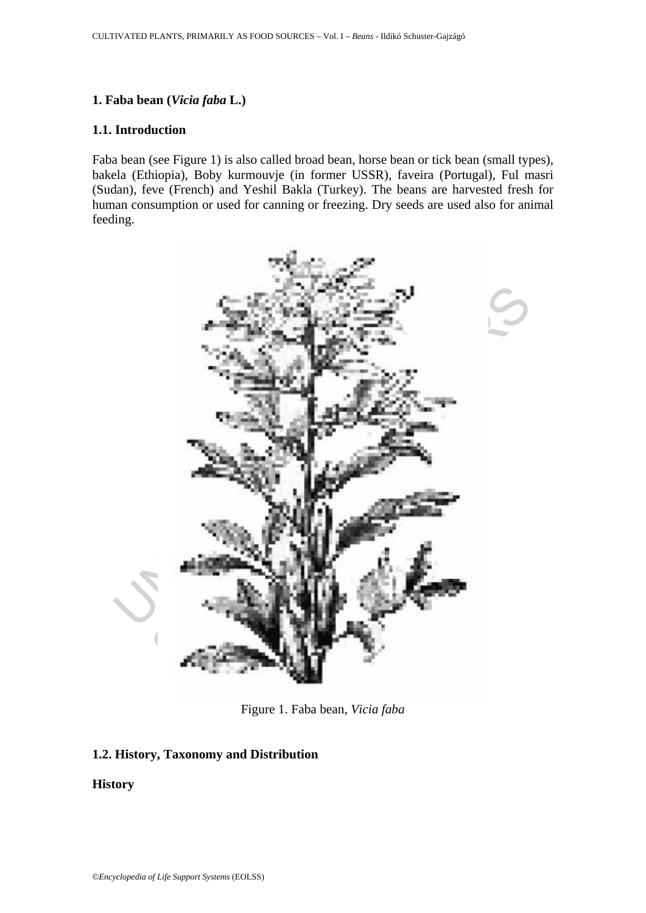## 1. Faba bean (*Vicia faba* L.)

### 1.1. Introduction

Faba bean (see Figure 1) is also called broad bean, horse bean or tick bean (small types), bakela (Ethiopia), Boby kurmouvje (in former USSR), faveira (Portugal), Ful masri (Sudan), feve (French) and Yeshil Bakla (Turkey). The beans are harvested fresh for human consumption or used for canning or freezing. Dry seeds are used also for animal feeding.

Figure 1. Faba bean, *Vicia faba*

### 1.2. History, Taxonomy and Distribution

**History**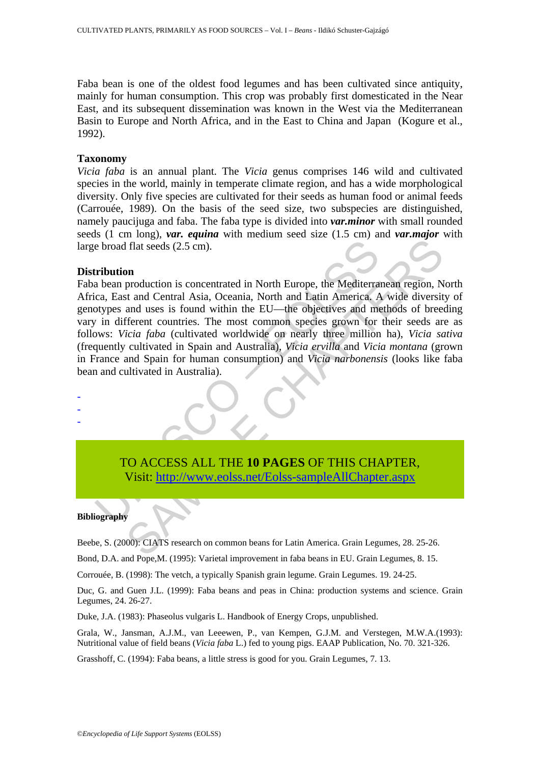Faba bean is one of the oldest food legumes and has been cultivated since antiquity, mainly for human consumption. This crop was probably first domesticated in the Near East, and its subsequent dissemination was known in the West via the Mediterranean Basin to Europe and North Africa, and in the East to China and Japan (Kogure et al., 1992).

### Taxonomy

*Vicia faba* is an annual plant. The *Vicia* genus comprises 146 wild and cultivated species in the world, mainly in temperate climate region, and has a wide morphological diversity. Only five species are cultivated for their seeds as human food or animal feeds (Carrouée, 1989). On the basis of the seed size, two subspecies are distinguished, namely paucijuga and faba. The faba type is divided into ***var.minor*** with small rounded seeds (1 cm long), ***var. equina*** with medium seed size (1.5 cm) and ***var.major*** with large broad flat seeds (2.5 cm).

### Distribution

Faba bean production is concentrated in North Europe, the Mediterranean region, North Africa, East and Central Asia, Oceania, North and Latin America. A wide diversity of genotypes and uses is found within the EU—the objectives and methods of breeding vary in different countries. The most common species grown for their seeds are as follows: *Vicia faba* (cultivated worldwide on nearly three million ha), *Vicia sativa* (frequently cultivated in Spain and Australia), *Vicia ervilla* and *Vicia montana* (grown in France and Spain for human consumption) and *Vicia narbonensis* (looks like faba bean and cultivated in Australia).

-
-
-

TO ACCESS ALL THE **10 PAGES** OF THIS CHAPTER,
Visit: http://www.eolss.net/Eolss-sampleAllChapter.aspx

#### Bibliography

Beebe, S. (2000): CIATS research on common beans for Latin America. Grain Legumes, 28. 25-26.

Bond, D.A. and Pope,M. (1995): Varietal improvement in faba beans in EU. Grain Legumes, 8. 15.

Corrouée, B. (1998): The vetch, a typically Spanish grain legume. Grain Legumes. 19. 24-25.

Duc, G. and Guen J.L. (1999): Faba beans and peas in China: production systems and science. Grain Legumes, 24. 26-27.

Duke, J.A. (1983): Phaseolus vulgaris L. Handbook of Energy Crops, unpublished.

Grala, W., Jansman, A.J.M., van Leeewen, P., van Kempen, G.J.M. and Verstegen, M.W.A.(1993): Nutritional value of field beans (*Vicia faba* L.) fed to young pigs. EAAP Publication, No. 70. 321-326.

Grasshoff, C. (1994): Faba beans, a little stress is good for you. Grain Legumes, 7. 13.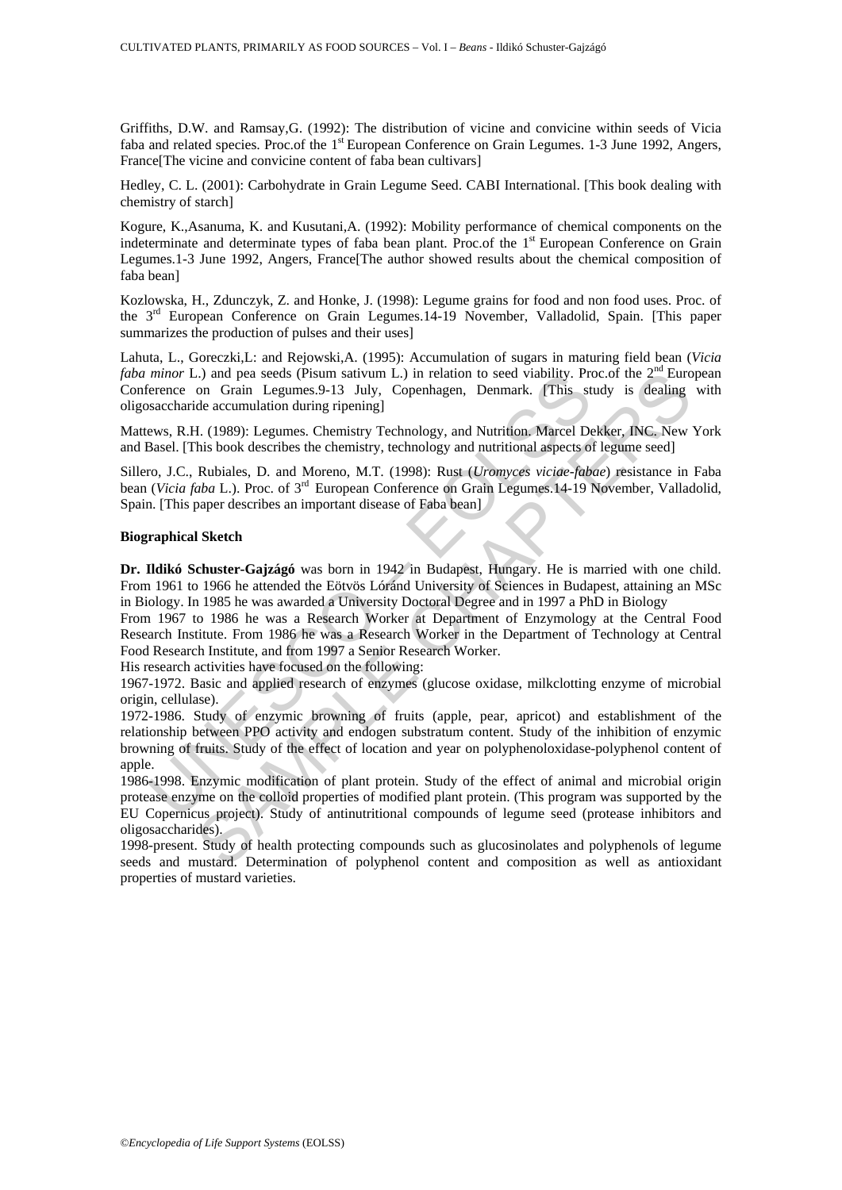Griffiths, D.W. and Ramsay,G. (1992): The distribution of vicine and convicine within seeds of Vicia faba and related species. Proc.of the 1st European Conference on Grain Legumes. 1-3 June 1992, Angers, France[The vicine and convicine content of faba bean cultivars]

Hedley, C. L. (2001): Carbohydrate in Grain Legume Seed. CABI International. [This book dealing with chemistry of starch]

Kogure, K.,Asanuma, K. and Kusutani,A. (1992): Mobility performance of chemical components on the indeterminate and determinate types of faba bean plant. Proc.of the 1st European Conference on Grain Legumes.1-3 June 1992, Angers, France[The author showed results about the chemical composition of faba bean]

Kozlowska, H., Zdunczyk, Z. and Honke, J. (1998): Legume grains for food and non food uses. Proc. of the 3rd European Conference on Grain Legumes.14-19 November, Valladolid, Spain. [This paper summarizes the production of pulses and their uses]

Lahuta, L., Goreczki,L: and Rejowski,A. (1995): Accumulation of sugars in maturing field bean (*Vicia faba minor* L.) and pea seeds (Pisum sativum L.) in relation to seed viability. Proc.of the 2nd European Conference on Grain Legumes.9-13 July, Copenhagen, Denmark. [This study is dealing with oligosaccharide accumulation during ripening]

Mattews, R.H. (1989): Legumes. Chemistry Technology, and Nutrition. Marcel Dekker, INC. New York and Basel. [This book describes the chemistry, technology and nutritional aspects of legume seed]

Sillero, J.C., Rubiales, D. and Moreno, M.T. (1998): Rust (*Uromyces viciae-fabae*) resistance in Faba bean (*Vicia faba* L.). Proc. of 3rd European Conference on Grain Legumes.14-19 November, Valladolid, Spain. [This paper describes an important disease of Faba bean]

**Biographical Sketch**

**Dr. Ildikó Schuster-Gajzágó** was born in 1942 in Budapest, Hungary. He is married with one child. From 1961 to 1966 he attended the Eötvös Lóránd University of Sciences in Budapest, attaining an MSc in Biology. In 1985 he was awarded a University Doctoral Degree and in 1997 a PhD in Biology

From 1967 to 1986 he was a Research Worker at Department of Enzymology at the Central Food Research Institute. From 1986 he was a Research Worker in the Department of Technology at Central Food Research Institute, and from 1997 a Senior Research Worker.

His research activities have focused on the following:

1967-1972. Basic and applied research of enzymes (glucose oxidase, milkclotting enzyme of microbial origin, cellulase).

1972-1986. Study of enzymic browning of fruits (apple, pear, apricot) and establishment of the relationship between PPO activity and endogen substratum content. Study of the inhibition of enzymic browning of fruits. Study of the effect of location and year on polyphenoloxidase-polyphenol content of apple.

1986-1998. Enzymic modification of plant protein. Study of the effect of animal and microbial origin protease enzyme on the colloid properties of modified plant protein. (This program was supported by the EU Copernicus project). Study of antinutritional compounds of legume seed (protease inhibitors and oligosaccharides).

1998-present. Study of health protecting compounds such as glucosinolates and polyphenols of legume seeds and mustard. Determination of polyphenol content and composition as well as antioxidant properties of mustard varieties.